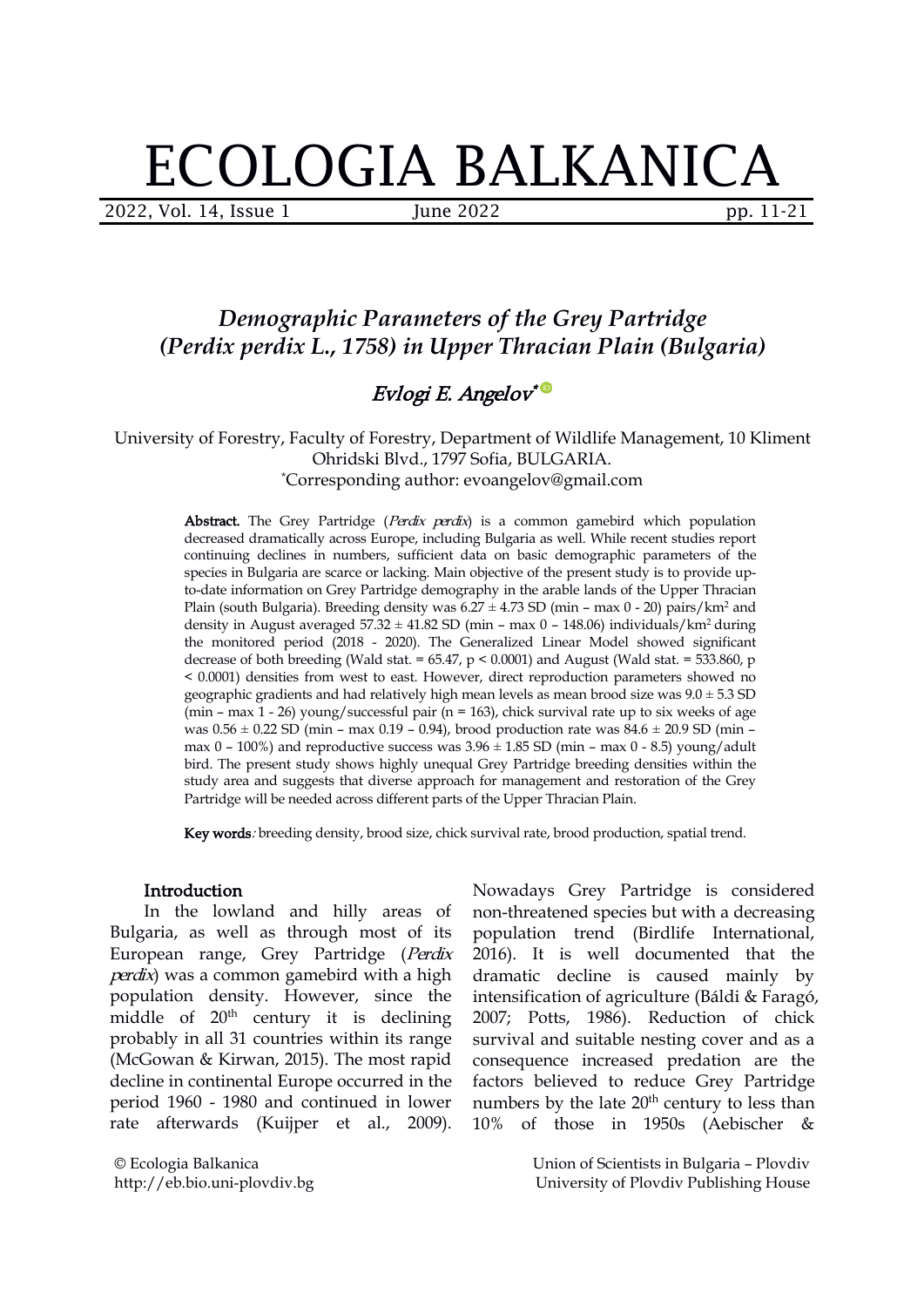# ECOLOGIA BALKANICA

## *Demographic Parameters of the Grey Partridge (Perdix perdix L., 1758) in Upper Thracian Plain (Bulgaria)*

*Evlogi E. Angelov**

University of Forestry, Faculty of Forestry, Department of Wildlife Management, 10 Kliment Ohridski Blvd., 1797 Sofia, BULGARIA.
*Corresponding author: evoangelov@gmail.com

**Abstract.** The Grey Partridge (*Perdix perdix*) is a common gamebird which population decreased dramatically across Europe, including Bulgaria as well. While recent studies report continuing declines in numbers, sufficient data on basic demographic parameters of the species in Bulgaria are scarce or lacking. Main objective of the present study is to provide up-to-date information on Grey Partridge demography in the arable lands of the Upper Thracian Plain (south Bulgaria). Breeding density was 6.27 ± 4.73 SD (min – max 0 - 20) pairs/km$^2$ and density in August averaged 57.32 ± 41.82 SD (min – max 0 – 148.06) individuals/km$^2$ during the monitored period (2018 - 2020). The Generalized Linear Model showed significant decrease of both breeding (Wald stat. = 65.47, $p < 0.0001$) and August (Wald stat. = 533.860, $p < 0.0001$) densities from west to east. However, direct reproduction parameters showed no geographic gradients and had relatively high mean levels as mean brood size was 9.0 ± 5.3 SD (min – max 1 - 26) young/successful pair (n = 163), chick survival rate up to six weeks of age was 0.56 ± 0.22 SD (min – max 0.19 – 0.94), brood production rate was 84.6 ± 20.9 SD (min – max 0 – 100%) and reproductive success was 3.96 ± 1.85 SD (min – max 0 - 8.5) young/adult bird. The present study shows highly unequal Grey Partridge breeding densities within the study area and suggests that diverse approach for management and restoration of the Grey Partridge will be needed across different parts of the Upper Thracian Plain.

**Key words**: breeding density, brood size, chick survival rate, brood production, spatial trend.

### Introduction

In the lowland and hilly areas of Bulgaria, as well as through most of its European range, Grey Partridge (*Perdix perdix*) was a common gamebird with a high population density. However, since the middle of 20th century it is declining probably in all 31 countries within its range (McGowan & Kirwan, 2015). The most rapid decline in continental Europe occurred in the period 1960 - 1980 and continued in lower rate afterwards (Kuijper et al., 2009). Nowadays Grey Partridge is considered non-threatened species but with a decreasing population trend (Birdlife International, 2016). It is well documented that the dramatic decline is caused mainly by intensification of agriculture (Báldi & Faragó, 2007; Potts, 1986). Reduction of chick survival and suitable nesting cover and as a consequence increased predation are the factors believed to reduce Grey Partridge numbers by the late 20th century to less than 10% of those in 1950s (Aebischer &

© Ecologia Balkanica
http://eb.bio.uni-plovdiv.bg

Union of Scientists in Bulgaria – Plovdiv
University of Plovdiv Publishing House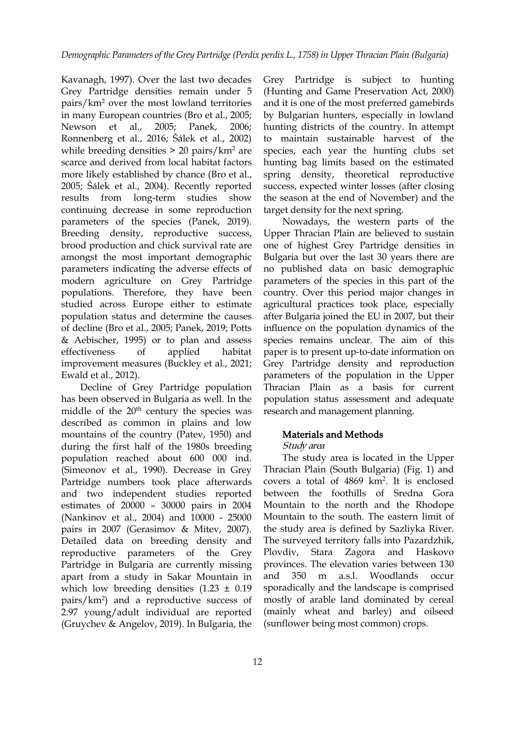Kavanagh, 1997). Over the last two decades Grey Partridge densities remain under 5 pairs/km$^2$ over the most lowland territories in many European countries (Bro et al., 2005; Newson et al., 2005; Panek, 2006; Ronnenberg et al., 2016; Šálek et al., 2002) while breeding densities > 20 pairs/km$^2$ are scarce and derived from local habitat factors more likely established by chance (Bro et al., 2005; Šálek et al., 2004). Recently reported results from long-term studies show continuing decrease in some reproduction parameters of the species (Panek, 2019). Breeding density, reproductive success, brood production and chick survival rate are amongst the most important demographic parameters indicating the adverse effects of modern agriculture on Grey Partridge populations. Therefore, they have been studied across Europe either to estimate population status and determine the causes of decline (Bro et al., 2005; Panek, 2019; Potts & Aebischer, 1995) or to plan and assess effectiveness of applied habitat improvement measures (Buckley et al., 2021; Ewald et al., 2012).

Decline of Grey Partridge population has been observed in Bulgaria as well. In the middle of the 20$^{th}$ century the species was described as common in plains and low mountains of the country (Patev, 1950) and during the first half of the 1980s breeding population reached about 600 000 ind. (Simeonov et al., 1990). Decrease in Grey Partridge numbers took place afterwards and two independent studies reported estimates of 20000 – 30000 pairs in 2004 (Nankinov et al., 2004) and 10000 - 25000 pairs in 2007 (Gerasimov & Mitev, 2007). Detailed data on breeding density and reproductive parameters of the Grey Partridge in Bulgaria are currently missing apart from a study in Sakar Mountain in which low breeding densities (1.23 ± 0.19 pairs/km$^2$) and a reproductive success of 2.97 young/adult individual are reported (Gruychev & Angelov, 2019). In Bulgaria, the Grey Partridge is subject to hunting (Hunting and Game Preservation Act, 2000) and it is one of the most preferred gamebirds by Bulgarian hunters, especially in lowland hunting districts of the country. In attempt to maintain sustainable harvest of the species, each year the hunting clubs set hunting bag limits based on the estimated spring density, theoretical reproductive success, expected winter losses (after closing the season at the end of November) and the target density for the next spring.

Nowadays, the western parts of the Upper Thracian Plain are believed to sustain one of highest Grey Partridge densities in Bulgaria but over the last 30 years there are no published data on basic demographic parameters of the species in this part of the country. Over this period major changes in agricultural practices took place, especially after Bulgaria joined the EU in 2007, but their influence on the population dynamics of the species remains unclear. The aim of this paper is to present up-to-date information on Grey Partridge density and reproduction parameters of the population in the Upper Thracian Plain as a basis for current population status assessment and adequate research and management planning.

## Materials and Methods

### *Study area*

The study area is located in the Upper Thracian Plain (South Bulgaria) (Fig. 1) and covers a total of 4869 km$^2$. It is enclosed between the foothills of Sredna Gora Mountain to the north and the Rhodope Mountain to the south. The eastern limit of the study area is defined by Sazliyka River. The surveyed territory falls into Pazardzhik, Plovdiv, Stara Zagora and Haskovo provinces. The elevation varies between 130 and 350 m a.s.l. Woodlands occur sporadically and the landscape is comprised mostly of arable land dominated by cereal (mainly wheat and barley) and oilseed (sunflower being most common) crops.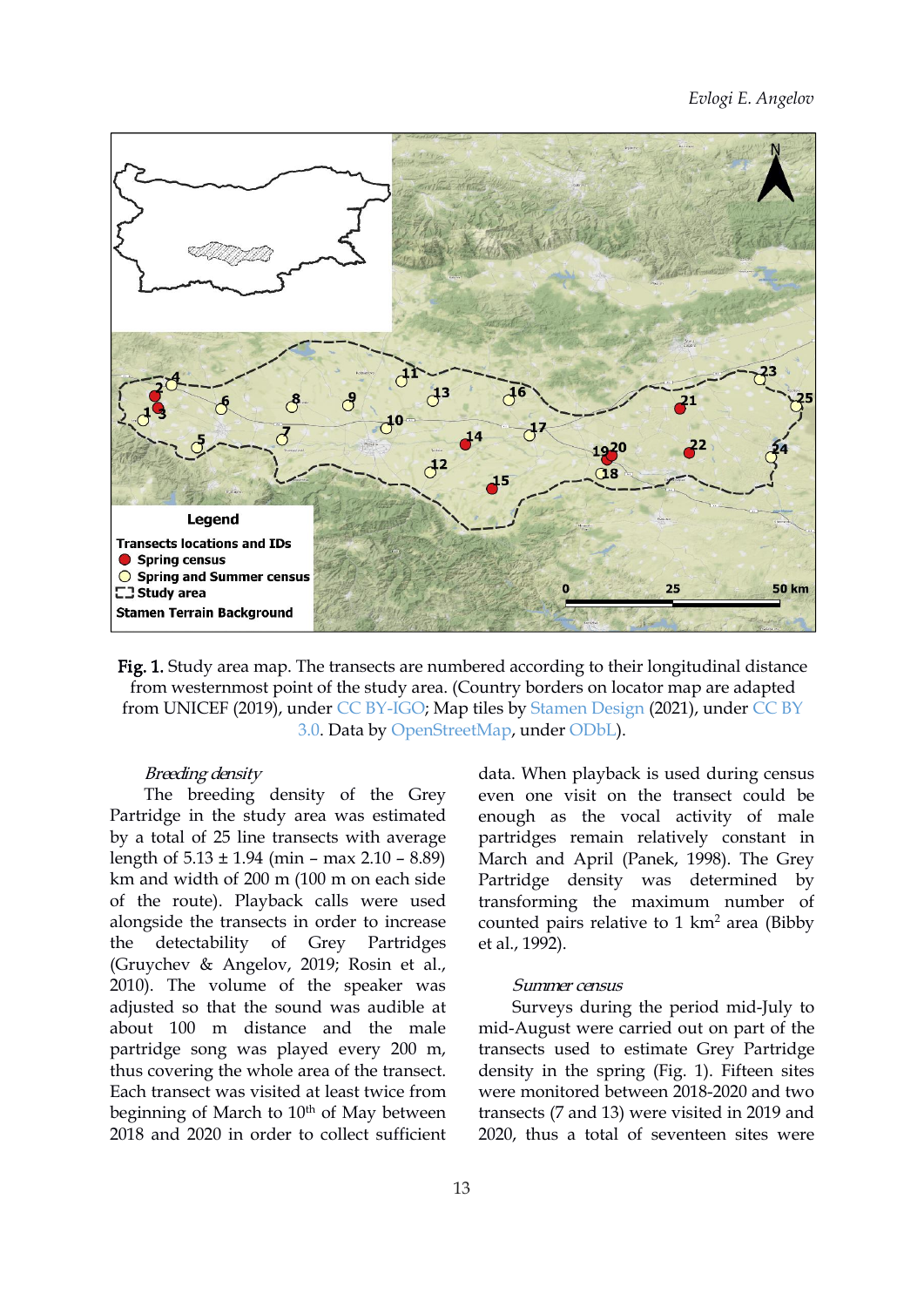**Fig. 1.** Study area map. The transects are numbered according to their longitudinal distance from westernmost point of the study area. (Country borders on locator map are adapted from UNICEF (2019), under CC BY-IGO; Map tiles by Stamen Design (2021), under CC BY 3.0. Data by OpenStreetMap, under ODbL).

*Breeding density*

The breeding density of the Grey Partridge in the study area was estimated by a total of 25 line transects with average length of 5.13 ± 1.94 (min – max 2.10 – 8.89) km and width of 200 m (100 m on each side of the route). Playback calls were used alongside the transects in order to increase the detectability of Grey Partridges (Gruychev & Angelov, 2019; Rosin et al., 2010). The volume of the speaker was adjusted so that the sound was audible at about 100 m distance and the male partridge song was played every 200 m, thus covering the whole area of the transect. Each transect was visited at least twice from beginning of March to 10th of May between 2018 and 2020 in order to collect sufficient data. When playback is used during census even one visit on the transect could be enough as the vocal activity of male partridges remain relatively constant in March and April (Panek, 1998). The Grey Partridge density was determined by transforming the maximum number of counted pairs relative to 1 km$^2$ area (Bibby et al., 1992).

*Summer census*

Surveys during the period mid-July to mid-August were carried out on part of the transects used to estimate Grey Partridge density in the spring (Fig. 1). Fifteen sites were monitored between 2018-2020 and two transects (7 and 13) were visited in 2019 and 2020, thus a total of seventeen sites were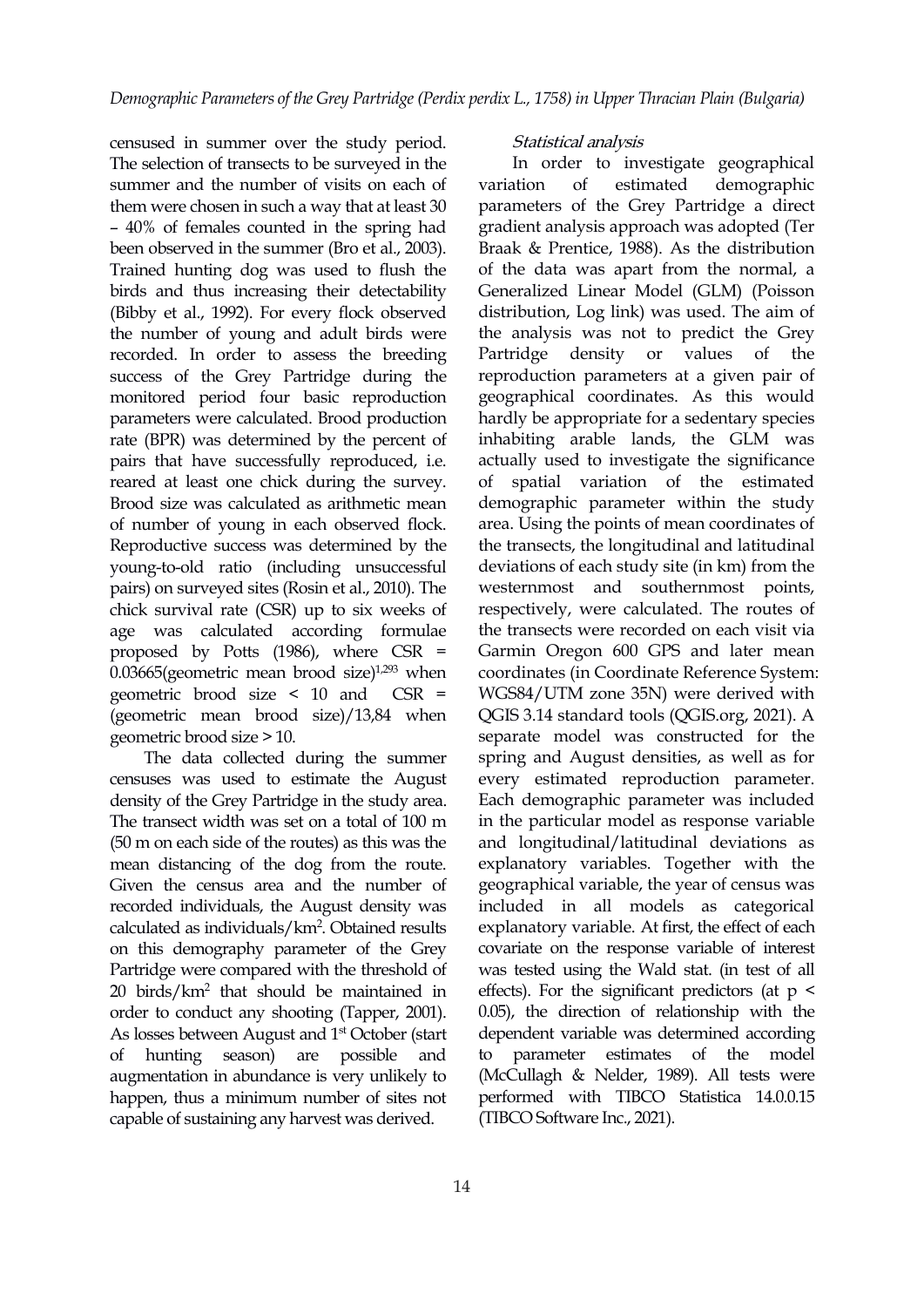censused in summer over the study period. The selection of transects to be surveyed in the summer and the number of visits on each of them were chosen in such a way that at least 30 – 40% of females counted in the spring had been observed in the summer (Bro et al., 2003). Trained hunting dog was used to flush the birds and thus increasing their detectability (Bibby et al., 1992). For every flock observed the number of young and adult birds were recorded. In order to assess the breeding success of the Grey Partridge during the monitored period four basic reproduction parameters were calculated. Brood production rate (BPR) was determined by the percent of pairs that have successfully reproduced, i.e. reared at least one chick during the survey. Brood size was calculated as arithmetic mean of number of young in each observed flock. Reproductive success was determined by the young-to-old ratio (including unsuccessful pairs) on surveyed sites (Rosin et al., 2010). The chick survival rate (CSR) up to six weeks of age was calculated according formulae proposed by Potts (1986), where CSR = $0.03665(\text{geometric mean brood size})^{1,293}$ when geometric brood size < 10 and CSR = (geometric mean brood size)/13,84 when geometric brood size > 10.

The data collected during the summer censuses was used to estimate the August density of the Grey Partridge in the study area. The transect width was set on a total of 100 m (50 m on each side of the routes) as this was the mean distancing of the dog from the route. Given the census area and the number of recorded individuals, the August density was calculated as individuals/km$^2$. Obtained results on this demography parameter of the Grey Partridge were compared with the threshold of 20 birds/km$^2$ that should be maintained in order to conduct any shooting (Tapper, 2001). As losses between August and 1st October (start of hunting season) are possible and augmentation in abundance is very unlikely to happen, thus a minimum number of sites not capable of sustaining any harvest was derived.

### *Statistical analysis*

In order to investigate geographical variation of estimated demographic parameters of the Grey Partridge a direct gradient analysis approach was adopted (Ter Braak & Prentice, 1988). As the distribution of the data was apart from the normal, a Generalized Linear Model (GLM) (Poisson distribution, Log link) was used. The aim of the analysis was not to predict the Grey Partridge density or values of the reproduction parameters at a given pair of geographical coordinates. As this would hardly be appropriate for a sedentary species inhabiting arable lands, the GLM was actually used to investigate the significance of spatial variation of the estimated demographic parameter within the study area. Using the points of mean coordinates of the transects, the longitudinal and latitudinal deviations of each study site (in km) from the westernmost and southernmost points, respectively, were calculated. The routes of the transects were recorded on each visit via Garmin Oregon 600 GPS and later mean coordinates (in Coordinate Reference System: WGS84/UTM zone 35N) were derived with QGIS 3.14 standard tools (QGIS.org, 2021). A separate model was constructed for the spring and August densities, as well as for every estimated reproduction parameter. Each demographic parameter was included in the particular model as response variable and longitudinal/latitudinal deviations as explanatory variables. Together with the geographical variable, the year of census was included in all models as categorical explanatory variable. At first, the effect of each covariate on the response variable of interest was tested using the Wald stat. (in test of all effects). For the significant predictors (at $p < 0.05$), the direction of relationship with the dependent variable was determined according to parameter estimates of the model (McCullagh & Nelder, 1989). All tests were performed with TIBCO Statistica 14.0.0.15 (TIBCO Software Inc., 2021).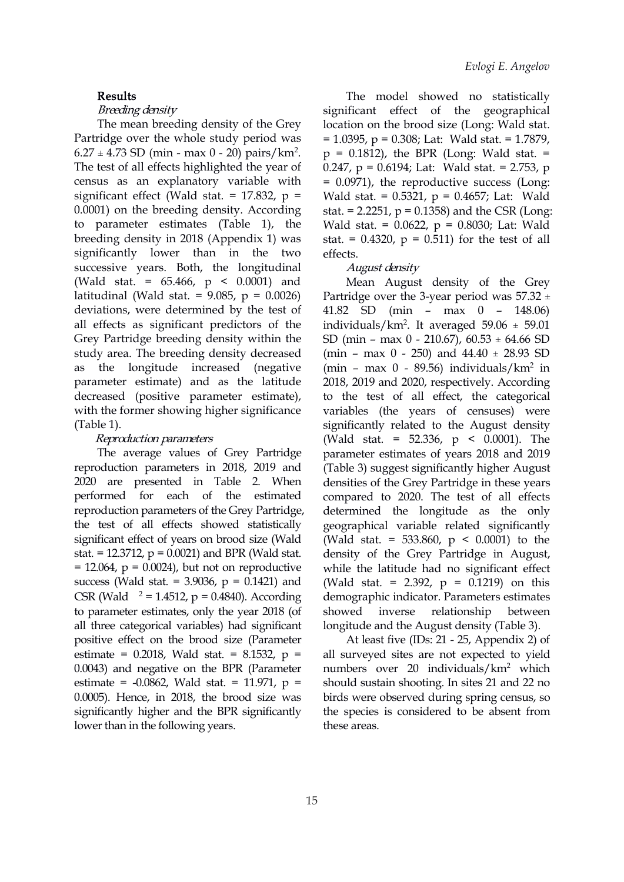## Results

### *Breeding density*

The mean breeding density of the Grey Partridge over the whole study period was $6.27 \pm 4.73$ SD (min - max 0 - 20) pairs/km$^2$. The test of all effects highlighted the year of census as an explanatory variable with significant effect (Wald stat. = 17.832, $p = 0.0001$) on the breeding density. According to parameter estimates (Table 1), the breeding density in 2018 (Appendix 1) was significantly lower than in the two successive years. Both, the longitudinal (Wald stat. = 65.466, $p < 0.0001$) and latitudinal (Wald stat. = 9.085, $p = 0.0026$) deviations, were determined by the test of all effects as significant predictors of the Grey Partridge breeding density within the study area. The breeding density decreased as the longitude increased (negative parameter estimate) and as the latitude decreased (positive parameter estimate), with the former showing higher significance (Table 1).

### *Reproduction parameters*

The average values of Grey Partridge reproduction parameters in 2018, 2019 and 2020 are presented in Table 2. When performed for each of the estimated reproduction parameters of the Grey Partridge, the test of all effects showed statistically significant effect of years on brood size (Wald stat. = 12.3712, $p = 0.0021$) and BPR (Wald stat. = 12.064, $p = 0.0024$), but not on reproductive success (Wald stat. = 3.9036, $p = 0.1421$) and CSR (Wald $^2$ = 1.4512, $p = 0.4840$). According to parameter estimates, only the year 2018 (of all three categorical variables) had significant positive effect on the brood size (Parameter estimate = 0.2018, Wald stat. = 8.1532, $p = 0.0043$) and negative on the BPR (Parameter estimate = -0.0862, Wald stat. = 11.971, $p = 0.0005$). Hence, in 2018, the brood size was significantly higher and the BPR significantly lower than in the following years.

The model showed no statistically significant effect of the geographical location on the brood size (Long: Wald stat. = 1.0395, $p = 0.308$; Lat: Wald stat. = 1.7879, $p = 0.1812$), the BPR (Long: Wald stat. = 0.247, $p = 0.6194$; Lat: Wald stat. = 2.753, $p = 0.0971$), the reproductive success (Long: Wald stat. = 0.5321, $p = 0.4657$; Lat: Wald stat. = 2.2251, $p = 0.1358$) and the CSR (Long: Wald stat. = 0.0622, $p = 0.8030$; Lat: Wald stat. = 0.4320, $p = 0.511$) for the test of all effects.

### *August density*

Mean August density of the Grey Partridge over the 3-year period was $57.32 \pm 41.82$ SD (min – max 0 – 148.06) individuals/km$^2$. It averaged $59.06 \pm 59.01$ SD (min – max 0 - 210.67), $60.53 \pm 64.66$ SD (min – max 0 - 250) and $44.40 \pm 28.93$ SD (min – max 0 - 89.56) individuals/km$^2$ in 2018, 2019 and 2020, respectively. According to the test of all effect, the categorical variables (the years of censuses) were significantly related to the August density (Wald stat. = 52.336, $p < 0.0001$). The parameter estimates of years 2018 and 2019 (Table 3) suggest significantly higher August densities of the Grey Partridge in these years compared to 2020. The test of all effects determined the longitude as the only geographical variable related significantly (Wald stat. = 533.860, $p < 0.0001$) to the density of the Grey Partridge in August, while the latitude had no significant effect (Wald stat. = 2.392, $p = 0.1219$) on this demographic indicator. Parameters estimates showed inverse relationship between longitude and the August density (Table 3).

At least five (IDs: 21 - 25, Appendix 2) of all surveyed sites are not expected to yield numbers over 20 individuals/km$^2$ which should sustain shooting. In sites 21 and 22 no birds were observed during spring census, so the species is considered to be absent from these areas.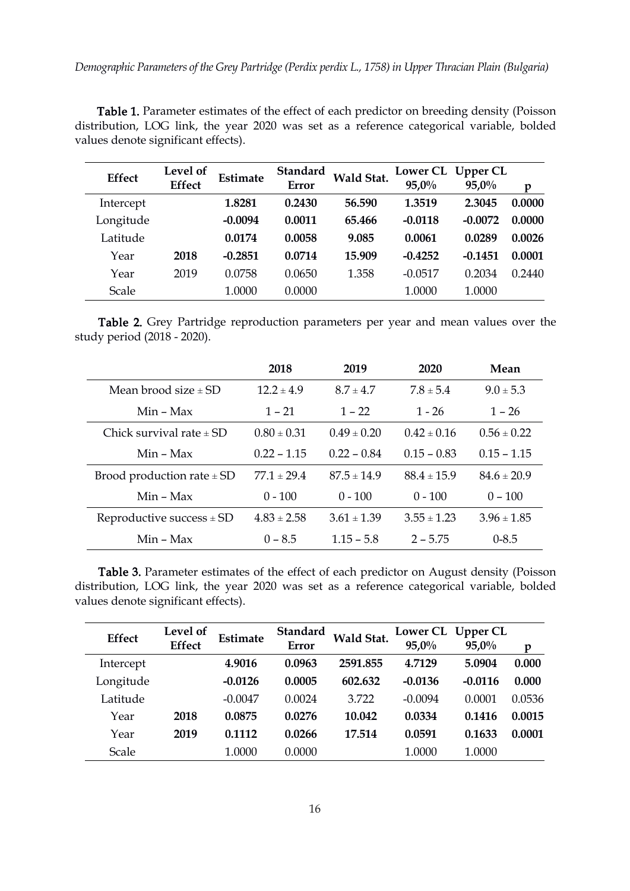**Table 1.** Parameter estimates of the effect of each predictor on breeding density (Poisson distribution, LOG link, the year 2020 was set as a reference categorical variable, bolded values denote significant effects).

| Effect | Level of Effect | Estimate | Standard Error | Wald Stat. | Lower CL 95,0% | Upper CL 95,0% | p |
|---|---|---|---|---|---|---|---|
| Intercept | | **1.8281** | **0.2430** | **56.590** | **1.3519** | **2.3045** | **0.0000** |
| Longitude | | **-0.0094** | **0.0011** | **65.466** | **-0.0118** | **-0.0072** | **0.0000** |
| Latitude | | **0.0174** | **0.0058** | **9.085** | **0.0061** | **0.0289** | **0.0026** |
| Year | **2018** | **-0.2851** | **0.0714** | **15.909** | **-0.4252** | **-0.1451** | **0.0001** |
| Year | 2019 | 0.0758 | 0.0650 | 1.358 | -0.0517 | 0.2034 | 0.2440 |
| Scale | | 1.0000 | 0.0000 | | 1.0000 | 1.0000 | |

**Table 2.** Grey Partridge reproduction parameters per year and mean values over the study period (2018 - 2020).

| | 2018 | 2019 | 2020 | Mean |
|---|---|---|---|---|
| Mean brood size ± SD | 12.2 ± 4.9 | 8.7 ± 4.7 | 7.8 ± 5.4 | 9.0 ± 5.3 |
| Min – Max | 1 – 21 | 1 – 22 | 1 - 26 | 1 – 26 |
| Chick survival rate ± SD | 0.80 ± 0.31 | 0.49 ± 0.20 | 0.42 ± 0.16 | 0.56 ± 0.22 |
| Min – Max | 0.22 – 1.15 | 0.22 – 0.84 | 0.15 – 0.83 | 0.15 – 1.15 |
| Brood production rate ± SD | 77.1 ± 29.4 | 87.5 ± 14.9 | 88.4 ± 15.9 | 84.6 ± 20.9 |
| Min – Max | 0 - 100 | 0 - 100 | 0 - 100 | 0 – 100 |
| Reproductive success ± SD | 4.83 ± 2.58 | 3.61 ± 1.39 | 3.55 ± 1.23 | 3.96 ± 1.85 |
| Min – Max | 0 – 8.5 | 1.15 – 5.8 | 2 – 5.75 | 0-8.5 |

**Table 3.** Parameter estimates of the effect of each predictor on August density (Poisson distribution, LOG link, the year 2020 was set as a reference categorical variable, bolded values denote significant effects).

| Effect | Level of Effect | Estimate | Standard Error | Wald Stat. | Lower CL 95,0% | Upper CL 95,0% | p |
|---|---|---|---|---|---|---|---|
| Intercept | | **4.9016** | **0.0963** | **2591.855** | **4.7129** | **5.0904** | **0.000** |
| Longitude | | **-0.0126** | **0.0005** | **602.632** | **-0.0136** | **-0.0116** | **0.000** |
| Latitude | | -0.0047 | 0.0024 | 3.722 | -0.0094 | 0.0001 | 0.0536 |
| Year | **2018** | **0.0875** | **0.0276** | **10.042** | **0.0334** | **0.1416** | **0.0015** |
| Year | **2019** | **0.1112** | **0.0266** | **17.514** | **0.0591** | **0.1633** | **0.0001** |
| Scale | | 1.0000 | 0.0000 | | 1.0000 | 1.0000 | |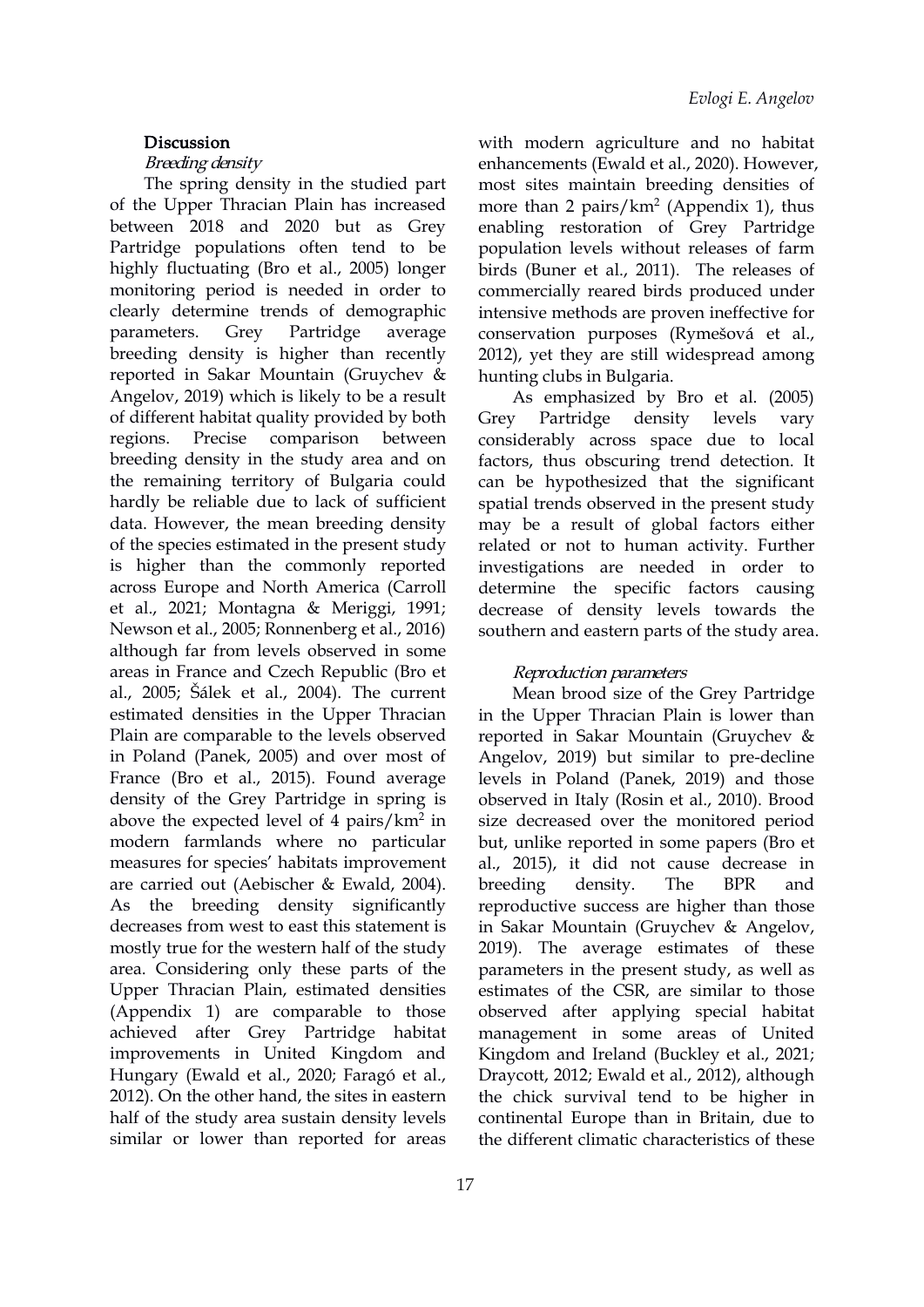## Discussion

### *Breeding density*

The spring density in the studied part of the Upper Thracian Plain has increased between 2018 and 2020 but as Grey Partridge populations often tend to be highly fluctuating (Bro et al., 2005) longer monitoring period is needed in order to clearly determine trends of demographic parameters. Grey Partridge average breeding density is higher than recently reported in Sakar Mountain (Gruychev & Angelov, 2019) which is likely to be a result of different habitat quality provided by both regions. Precise comparison between breeding density in the study area and on the remaining territory of Bulgaria could hardly be reliable due to lack of sufficient data. However, the mean breeding density of the species estimated in the present study is higher than the commonly reported across Europe and North America (Carroll et al., 2021; Montagna & Meriggi, 1991; Newson et al., 2005; Ronnenberg et al., 2016) although far from levels observed in some areas in France and Czech Republic (Bro et al., 2005; Šálek et al., 2004). The current estimated densities in the Upper Thracian Plain are comparable to the levels observed in Poland (Panek, 2005) and over most of France (Bro et al., 2015). Found average density of the Grey Partridge in spring is above the expected level of 4 pairs/km$^2$ in modern farmlands where no particular measures for species' habitats improvement are carried out (Aebischer & Ewald, 2004). As the breeding density significantly decreases from west to east this statement is mostly true for the western half of the study area. Considering only these parts of the Upper Thracian Plain, estimated densities (Appendix 1) are comparable to those achieved after Grey Partridge habitat improvements in United Kingdom and Hungary (Ewald et al., 2020; Faragó et al., 2012). On the other hand, the sites in eastern half of the study area sustain density levels similar or lower than reported for areas with modern agriculture and no habitat enhancements (Ewald et al., 2020). However, most sites maintain breeding densities of more than 2 pairs/km$^2$ (Appendix 1), thus enabling restoration of Grey Partridge population levels without releases of farm birds (Buner et al., 2011). The releases of commercially reared birds produced under intensive methods are proven ineffective for conservation purposes (Rymešová et al., 2012), yet they are still widespread among hunting clubs in Bulgaria.

As emphasized by Bro et al. (2005) Grey Partridge density levels vary considerably across space due to local factors, thus obscuring trend detection. It can be hypothesized that the significant spatial trends observed in the present study may be a result of global factors either related or not to human activity. Further investigations are needed in order to determine the specific factors causing decrease of density levels towards the southern and eastern parts of the study area.

### *Reproduction parameters*

Mean brood size of the Grey Partridge in the Upper Thracian Plain is lower than reported in Sakar Mountain (Gruychev & Angelov, 2019) but similar to pre-decline levels in Poland (Panek, 2019) and those observed in Italy (Rosin et al., 2010). Brood size decreased over the monitored period but, unlike reported in some papers (Bro et al., 2015), it did not cause decrease in breeding density. The BPR and reproductive success are higher than those in Sakar Mountain (Gruychev & Angelov, 2019). The average estimates of these parameters in the present study, as well as estimates of the CSR, are similar to those observed after applying special habitat management in some areas of United Kingdom and Ireland (Buckley et al., 2021; Draycott, 2012; Ewald et al., 2012), although the chick survival tend to be higher in continental Europe than in Britain, due to the different climatic characteristics of these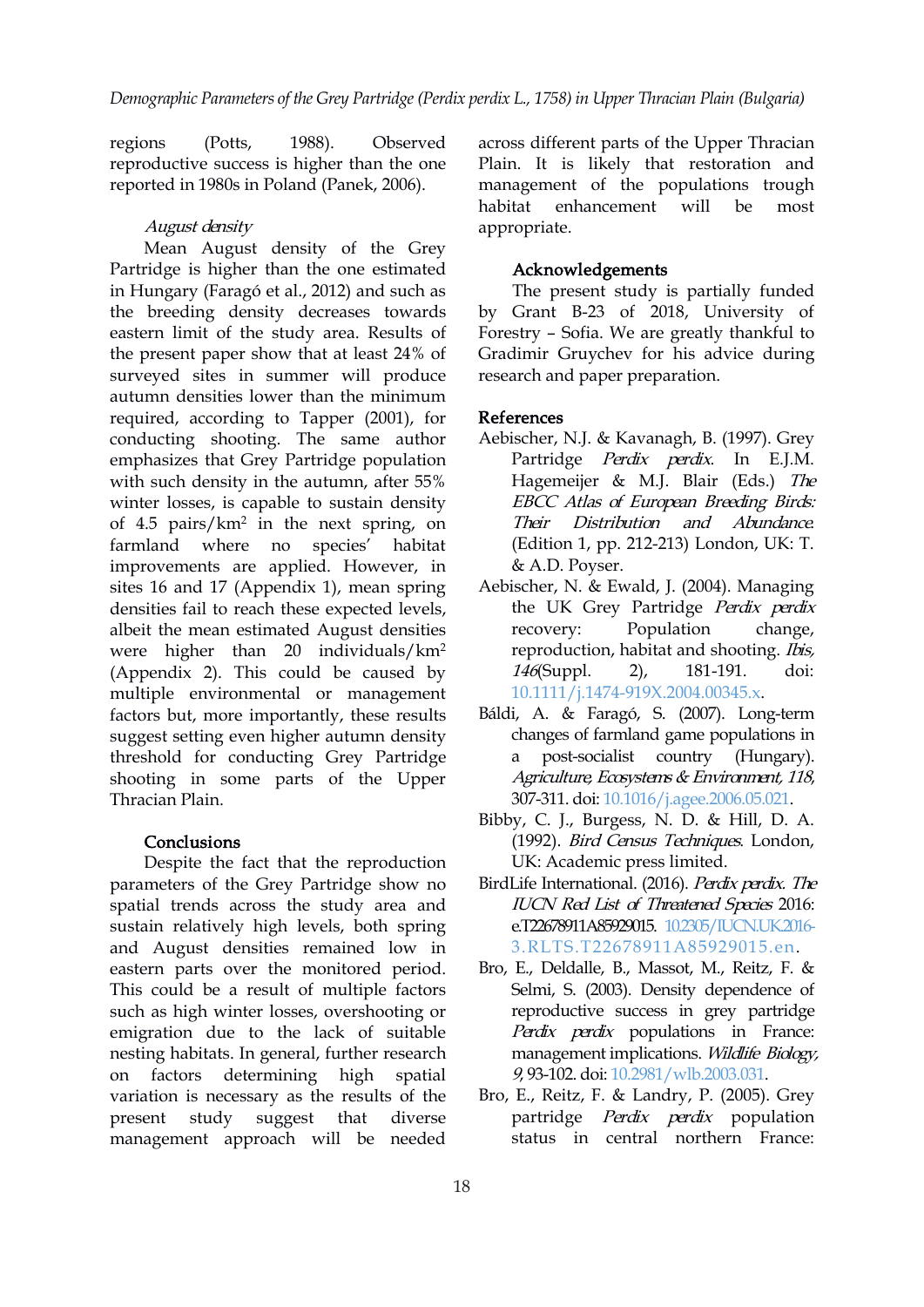regions (Potts, 1988). Observed reproductive success is higher than the one reported in 1980s in Poland (Panek, 2006).

*August density*

Mean August density of the Grey Partridge is higher than the one estimated in Hungary (Faragó et al., 2012) and such as the breeding density decreases towards eastern limit of the study area. Results of the present paper show that at least 24% of surveyed sites in summer will produce autumn densities lower than the minimum required, according to Tapper (2001), for conducting shooting. The same author emphasizes that Grey Partridge population with such density in the autumn, after 55% winter losses, is capable to sustain density of 4.5 pairs/km$^2$ in the next spring, on farmland where no species' habitat improvements are applied. However, in sites 16 and 17 (Appendix 1), mean spring densities fail to reach these expected levels, albeit the mean estimated August densities were higher than 20 individuals/km$^2$ (Appendix 2). This could be caused by multiple environmental or management factors but, more importantly, these results suggest setting even higher autumn density threshold for conducting Grey Partridge shooting in some parts of the Upper Thracian Plain.

## Conclusions

Despite the fact that the reproduction parameters of the Grey Partridge show no spatial trends across the study area and sustain relatively high levels, both spring and August densities remained low in eastern parts over the monitored period. This could be a result of multiple factors such as high winter losses, overshooting or emigration due to the lack of suitable nesting habitats. In general, further research on factors determining high spatial variation is necessary as the results of the present study suggest that diverse management approach will be needed across different parts of the Upper Thracian Plain. It is likely that restoration and management of the populations trough habitat enhancement will be most appropriate.

## Acknowledgements

The present study is partially funded by Grant B-23 of 2018, University of Forestry – Sofia. We are greatly thankful to Gradimir Gruychev for his advice during research and paper preparation.

## References

Aebischer, N.J. & Kavanagh, B. (1997). Grey Partridge *Perdix perdix*. In E.J.M. Hagemeijer & M.J. Blair (Eds.) *The EBCC Atlas of European Breeding Birds: Their Distribution and Abundance*. (Edition 1, pp. 212-213) London, UK: T. & A.D. Poyser.

Aebischer, N. & Ewald, J. (2004). Managing the UK Grey Partridge *Perdix perdix* recovery: Population change, reproduction, habitat and shooting. *Ibis, 146*(Suppl. 2), 181-191. doi: 10.1111/j.1474-919X.2004.00345.x.

Báldi, A. & Faragó, S. (2007). Long-term changes of farmland game populations in a post-socialist country (Hungary). *Agriculture, Ecosystems & Environment, 118*, 307-311. doi: 10.1016/j.agee.2006.05.021.

Bibby, C. J., Burgess, N. D. & Hill, D. A. (1992). *Bird Census Techniques*. London, UK: Academic press limited.

BirdLife International. (2016). *Perdix perdix. The IUCN Red List of Threatened Species* 2016: e.T22678911A85929015. 10.2305/IUCN.UK.2016-3.RLTS.T22678911A85929015.en.

Bro, E., Deldalle, B., Massot, M., Reitz, F. & Selmi, S. (2003). Density dependence of reproductive success in grey partridge *Perdix perdix* populations in France: management implications. *Wildlife Biology, 9*, 93-102. doi: 10.2981/wlb.2003.031.

Bro, E., Reitz, F. & Landry, P. (2005). Grey partridge *Perdix perdix* population status in central northern France: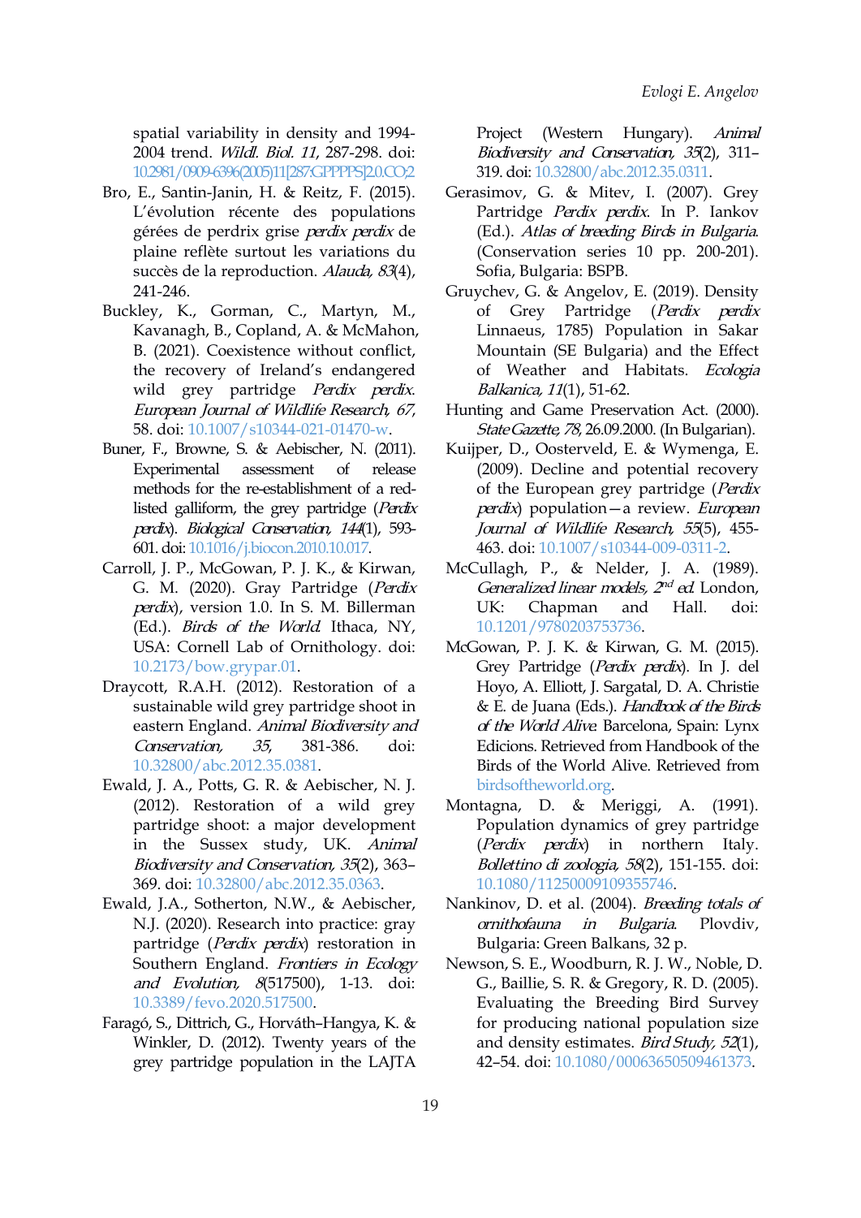spatial variability in density and 1994-2004 trend. *Wildl. Biol. 11*, 287-298. doi: 10.2981/0909-6396(2005)11[287:GPPPPS]2.0.CO;2

Bro, E., Santin-Janin, H. & Reitz, F. (2015). L'évolution récente des populations gérées de perdrix grise *perdix perdix* de plaine reflète surtout les variations du succès de la reproduction. *Alauda, 83*(4), 241-246.

Buckley, K., Gorman, C., Martyn, M., Kavanagh, B., Copland, A. & McMahon, B. (2021). Coexistence without conflict, the recovery of Ireland's endangered wild grey partridge *Perdix perdix*. *European Journal of Wildlife Research, 67*, 58. doi: 10.1007/s10344-021-01470-w.

Buner, F., Browne, S. & Aebischer, N. (2011). Experimental assessment of release methods for the re-establishment of a red-listed galliform, the grey partridge (*Perdix perdix*). *Biological Conservation, 144*(1), 593-601. doi: 10.1016/j.biocon.2010.10.017.

Carroll, J. P., McGowan, P. J. K., & Kirwan, G. M. (2020). Gray Partridge (*Perdix perdix*), version 1.0. In S. M. Billerman (Ed.). *Birds of the World*. Ithaca, NY, USA: Cornell Lab of Ornithology. doi: 10.2173/bow.grypar.01.

Draycott, R.A.H. (2012). Restoration of a sustainable wild grey partridge shoot in eastern England. *Animal Biodiversity and Conservation, 35*, 381-386. doi: 10.32800/abc.2012.35.0381.

Ewald, J. A., Potts, G. R. & Aebischer, N. J. (2012). Restoration of a wild grey partridge shoot: a major development in the Sussex study, UK. *Animal Biodiversity and Conservation, 35*(2), 363–369. doi: 10.32800/abc.2012.35.0363.

Ewald, J.A., Sotherton, N.W., & Aebischer, N.J. (2020). Research into practice: gray partridge (*Perdix perdix*) restoration in Southern England. *Frontiers in Ecology and Evolution, 8*(517500), 1-13. doi: 10.3389/fevo.2020.517500.

Faragó, S., Dittrich, G., Horváth–Hangya, K. & Winkler, D. (2012). Twenty years of the grey partridge population in the LAJTA Project (Western Hungary). *Animal Biodiversity and Conservation, 35*(2), 311–319. doi: 10.32800/abc.2012.35.0311.

Gerasimov, G. & Mitev, I. (2007). Grey Partridge *Perdix perdix*. In P. Iankov (Ed.). *Atlas of breeding Birds in Bulgaria*. (Conservation series 10 pp. 200-201). Sofia, Bulgaria: BSPB.

Gruychev, G. & Angelov, E. (2019). Density of Grey Partridge (*Perdix perdix* Linnaeus, 1785) Population in Sakar Mountain (SE Bulgaria) and the Effect of Weather and Habitats. *Ecologia Balkanica, 11*(1), 51-62.

Hunting and Game Preservation Act. (2000). *State Gazette, 78*, 26.09.2000. (In Bulgarian).

Kuijper, D., Oosterveld, E. & Wymenga, E. (2009). Decline and potential recovery of the European grey partridge (*Perdix perdix*) population—a review. *European Journal of Wildlife Research, 55*(5), 455-463. doi: 10.1007/s10344-009-0311-2.

McCullagh, P., & Nelder, J. A. (1989). *Generalized linear models, 2$^{nd}$ ed.* London, UK: Chapman and Hall. doi: 10.1201/9780203753736.

McGowan, P. J. K. & Kirwan, G. M. (2015). Grey Partridge (*Perdix perdix*). In J. del Hoyo, A. Elliott, J. Sargatal, D. A. Christie & E. de Juana (Eds.). *Handbook of the Birds of the World Alive*. Barcelona, Spain: Lynx Edicions. Retrieved from Handbook of the Birds of the World Alive. Retrieved from birdsoftheworld.org.

Montagna, D. & Meriggi, A. (1991). Population dynamics of grey partridge (*Perdix perdix*) in northern Italy. *Bollettino di zoologia, 58*(2), 151-155. doi: 10.1080/11250009109355746.

Nankinov, D. et al. (2004). *Breeding totals of ornithofauna in Bulgaria*. Plovdiv, Bulgaria: Green Balkans, 32 p.

Newson, S. E., Woodburn, R. J. W., Noble, D. G., Baillie, S. R. & Gregory, R. D. (2005). Evaluating the Breeding Bird Survey for producing national population size and density estimates. *Bird Study, 52*(1), 42–54. doi: 10.1080/00063650509461373.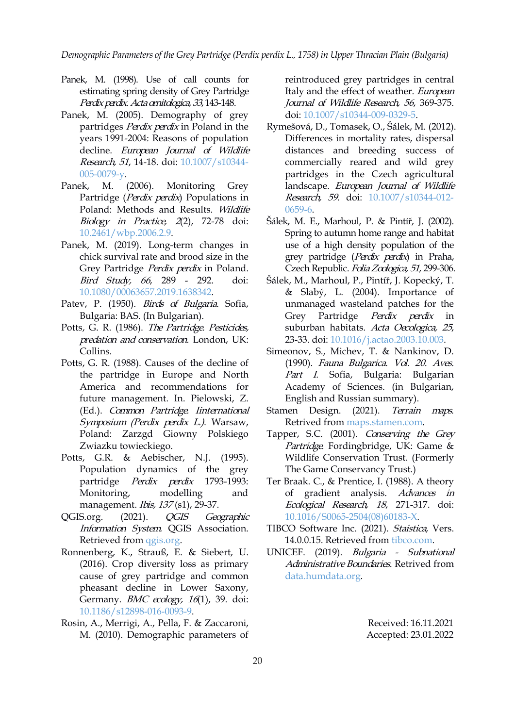Panek, M. (1998). Use of call counts for estimating spring density of Grey Partridge *Perdix perdix*. *Acta ornitologica, 33*, 143-148.

Panek, M. (2005). Demography of grey partridges *Perdix perdix* in Poland in the years 1991-2004: Reasons of population decline. *European Journal of Wildlife Research, 51*, 14-18. doi: 10.1007/s10344-005-0079-y.

Panek, M. (2006). Monitoring Grey Partridge (*Perdix perdix*) Populations in Poland: Methods and Results. *Wildlife Biology in Practice, 2*(2), 72-78 doi: 10.2461/wbp.2006.2.9.

Panek, M. (2019). Long-term changes in chick survival rate and brood size in the Grey Partridge *Perdix perdix* in Poland. *Bird Study, 66*, 289 - 292. doi: 10.1080/00063657.2019.1638342.

Patev, P. (1950). *Birds of Bulgaria*. Sofia, Bulgaria: BAS. (In Bulgarian).

Potts, G. R. (1986). *The Partridge. Pesticides, predation and conservation.* London, UK: Collins.

Potts, G. R. (1988). Causes of the decline of the partridge in Europe and North America and recommendations for future management. In. Pielowski, Z. (Ed.). *Common Partridge. International Symposium (Perdix perdix L.)*. Warsaw, Poland: Zarzgd Giowny Polskiego Zwiazku towieckiego.

Potts, G.R. & Aebischer, N.J. (1995). Population dynamics of the grey partridge *Perdix perdix* 1793-1993: Monitoring, modelling and management. *Ibis, 137* (s1), 29-37.

QGIS.org. (2021). *QGIS Geographic Information System.* QGIS Association. Retrieved from qgis.org.

Ronnenberg, K., Strauß, E. & Siebert, U. (2016). Crop diversity loss as primary cause of grey partridge and common pheasant decline in Lower Saxony, Germany. *BMC ecology, 16*(1), 39. doi: 10.1186/s12898-016-0093-9.

Rosin, A., Merrigi, A., Pella, F. & Zaccaroni, M. (2010). Demographic parameters of reintroduced grey partridges in central Italy and the effect of weather. *European Journal of Wildlife Research, 56*, 369-375. doi: 10.1007/s10344-009-0329-5.

Rymešová, D., Tomasek, O., Šálek, M. (2012). Differences in mortality rates, dispersal distances and breeding success of commercially reared and wild grey partridges in the Czech agricultural landscape. *European Journal of Wildlife Research, 59*. doi: 10.1007/s10344-012-0659-6.

Šálek, M. E., Marhoul, P. & Pintíř, J. (2002). Spring to autumn home range and habitat use of a high density population of the grey partridge (*Perdix perdix*) in Praha, Czech Republic. *Folia Zoologica, 51*, 299-306.

Šálek, M., Marhoul, P., Pintíř, J. Kopecký, T. & Slabý, L. (2004). Importance of unmanaged wasteland patches for the Grey Partridge *Perdix perdix* in suburban habitats. *Acta Oecologica, 25*, 23-33. doi: 10.1016/j.actao.2003.10.003.

Simeonov, S., Michev, T. & Nankinov, D. (1990). *Fauna Bulgarica. Vol. 20. Aves. Part I.* Sofia, Bulgaria: Bulgarian Academy of Sciences. (in Bulgarian, English and Russian summary).

Stamen Design. (2021). *Terrain maps.* Retrived from maps.stamen.com.

Tapper, S.C. (2001). *Conserving the Grey Partridge.* Fordingbridge, UK: Game & Wildlife Conservation Trust. (Formerly The Game Conservancy Trust.)

Ter Braak. C., & Prentice, I. (1988). A theory of gradient analysis. *Advances in Ecological Research, 18*, 271-317. doi: 10.1016/S0065-2504(08)60183-X.

TIBCO Software Inc. (2021). *Staistica*, Vers. 14.0.0.15. Retrieved from tibco.com.

UNICEF. (2019). *Bulgaria - Subnational Administrative Boundaries.* Retrived from data.humdata.org.

Received: 16.11.2021
Accepted: 23.01.2022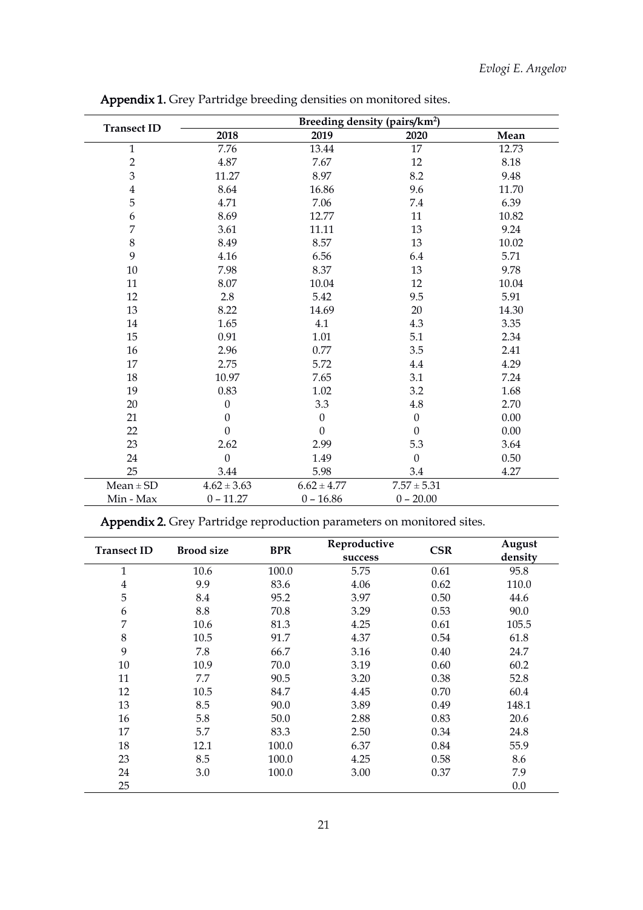**Appendix 1.** Grey Partridge breeding densities on monitored sites.

| Transect ID | Breeding density (pairs/km$^2$) | | | |
|---|---|---|---|---|
| | 2018 | 2019 | 2020 | Mean |
| 1 | 7.76 | 13.44 | 17 | 12.73 |
| 2 | 4.87 | 7.67 | 12 | 8.18 |
| 3 | 11.27 | 8.97 | 8.2 | 9.48 |
| 4 | 8.64 | 16.86 | 9.6 | 11.70 |
| 5 | 4.71 | 7.06 | 7.4 | 6.39 |
| 6 | 8.69 | 12.77 | 11 | 10.82 |
| 7 | 3.61 | 11.11 | 13 | 9.24 |
| 8 | 8.49 | 8.57 | 13 | 10.02 |
| 9 | 4.16 | 6.56 | 6.4 | 5.71 |
| 10 | 7.98 | 8.37 | 13 | 9.78 |
| 11 | 8.07 | 10.04 | 12 | 10.04 |
| 12 | 2.8 | 5.42 | 9.5 | 5.91 |
| 13 | 8.22 | 14.69 | 20 | 14.30 |
| 14 | 1.65 | 4.1 | 4.3 | 3.35 |
| 15 | 0.91 | 1.01 | 5.1 | 2.34 |
| 16 | 2.96 | 0.77 | 3.5 | 2.41 |
| 17 | 2.75 | 5.72 | 4.4 | 4.29 |
| 18 | 10.97 | 7.65 | 3.1 | 7.24 |
| 19 | 0.83 | 1.02 | 3.2 | 1.68 |
| 20 | 0 | 3.3 | 4.8 | 2.70 |
| 21 | 0 | 0 | 0 | 0.00 |
| 22 | 0 | 0 | 0 | 0.00 |
| 23 | 2.62 | 2.99 | 5.3 | 3.64 |
| 24 | 0 | 1.49 | 0 | 0.50 |
| 25 | 3.44 | 5.98 | 3.4 | 4.27 |
| Mean ± SD | 4.62 ± 3.63 | 6.62 ± 4.77 | 7.57 ± 5.31 | |
| Min - Max | 0 – 11.27 | 0 – 16.86 | 0 – 20.00 | |

**Appendix 2.** Grey Partridge reproduction parameters on monitored sites.

| Transect ID | Brood size | BPR | Reproductive success | CSR | August density |
|---|---|---|---|---|---|
| 1 | 10.6 | 100.0 | 5.75 | 0.61 | 95.8 |
| 4 | 9.9 | 83.6 | 4.06 | 0.62 | 110.0 |
| 5 | 8.4 | 95.2 | 3.97 | 0.50 | 44.6 |
| 6 | 8.8 | 70.8 | 3.29 | 0.53 | 90.0 |
| 7 | 10.6 | 81.3 | 4.25 | 0.61 | 105.5 |
| 8 | 10.5 | 91.7 | 4.37 | 0.54 | 61.8 |
| 9 | 7.8 | 66.7 | 3.16 | 0.40 | 24.7 |
| 10 | 10.9 | 70.0 | 3.19 | 0.60 | 60.2 |
| 11 | 7.7 | 90.5 | 3.20 | 0.38 | 52.8 |
| 12 | 10.5 | 84.7 | 4.45 | 0.70 | 60.4 |
| 13 | 8.5 | 90.0 | 3.89 | 0.49 | 148.1 |
| 16 | 5.8 | 50.0 | 2.88 | 0.83 | 20.6 |
| 17 | 5.7 | 83.3 | 2.50 | 0.34 | 24.8 |
| 18 | 12.1 | 100.0 | 6.37 | 0.84 | 55.9 |
| 23 | 8.5 | 100.0 | 4.25 | 0.58 | 8.6 |
| 24 | 3.0 | 100.0 | 3.00 | 0.37 | 7.9 |
| 25 | | | | | 0.0 |